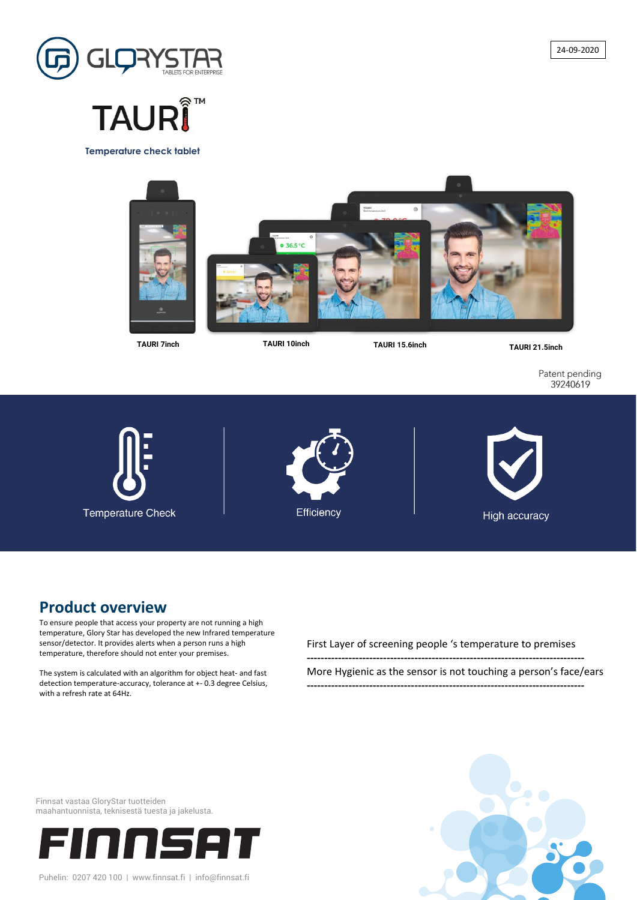24-09-2020

GLORYSTAR
TABLETS FOR ENTERPRISE

# TAURI™

**Temperature check tablet**

**TAURI 7inch** **TAURI 10inch** **TAURI 15.6inch** **TAURI 21.5inch**

Patent pending
39240619

Temperature Check

Efficiency

High accuracy

## Product overview

To ensure people that access your property are not running a high temperature, Glory Star has developed the new Infrared temperature sensor/detector. It provides alerts when a person runs a high temperature, therefore should not enter your premises.

The system is calculated with an algorithm for object heat- and fast detection temperature-accuracy, tolerance at +- 0.3 degree Celsius, with a refresh rate at 64Hz.

First Layer of screening people 's temperature to premises

---

More Hygienic as the sensor is not touching a person's face/ears

---

Finnsat vastaa GloryStar tuotteiden maahantuonnista, teknisestä tuesta ja jakelusta.

FINNSAT

Puhelin: 0207 420 100 | www.finnsat.fi | info@finnsat.fi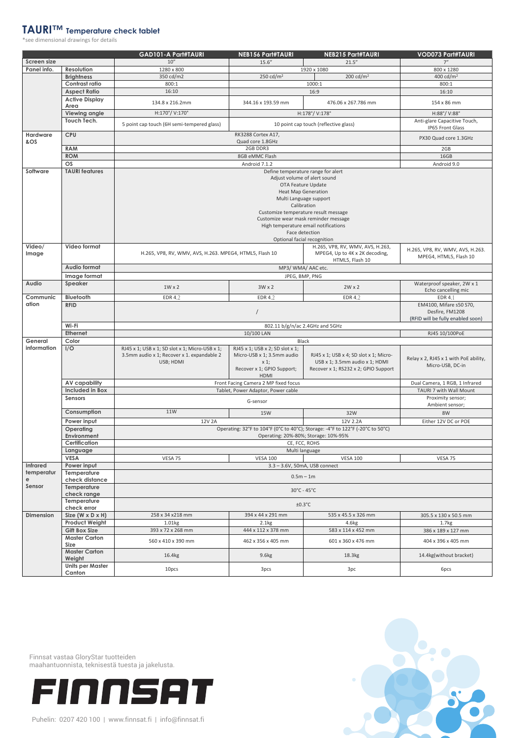# TAURI™ Temperature check tablet

*see dimensional drawings for details

| | | GAD101-A Part#TAURI | NEB156 Part#TAURI | NEB215 Part#TAURI | VOD073 Part#TAURI |
|---|---|---|---|---|---|
| Screen size | | 10" | 15.6" | 21.5" | 7" |
| Panel info. | Resolution | 1280 x 800 | 1920 x 1080 | | 800 x 1280 |
| | Brightness | 350 cd/m2 | 250 cd/m² | 200 cd/m² | 400 cd/m² |
| | Contrast ratio | 800:1 | 1000:1 | | 800:1 |
| | Aspect Ratio | 16:10 | 16:9 | | 16:10 |
| | Active Display Area | 134.8 x 216.2mm | 344.16 x 193.59 mm | 476.06 x 267.786 mm | 154 x 86 mm |
| | Viewing angle | H:170°/ V:170° | H:178°/ V:178° | | H:88°/ V:88° |
| | Touch Tech. | 5 point cap touch (6H semi-tempered glass) | 10 point cap touch (reflective glass) | | Anti-glare Capacitive Touch, IP65 Front Glass |
| Hardware &OS | CPU | RK3288 Cortex A17, Quad core 1.8GHz | | | PX30 Quad core 1.3GHz |
| | RAM | 2GB DDR3 | | | 2GB |
| | ROM | 8GB eMMC Flash | | | 16GB |
| | OS | Android 7.1.2 | | | Android 9.0 |
| Software | TAURI features | Define temperature range for alert<br>Adjust volume of alert sound<br>OTA Feature Update<br>Heat Map Generation<br>Multi Language support<br>Calibration<br>Customize temperature result message<br>Customize wear mask reminder message<br>High temperature email notifications<br>Face detection<br>Optional facial recognition | | | |
| Video/ Image | Video format | H.265, VP8, RV, WMV, AVS, H.263. MPEG4, HTML5, Flash 10 | | H.265, VP8, RV, WMV, AVS, H.263, MPEG4, Up to 4K x 2K decoding, HTML5, Flash 10 | H.265, VP8, RV, WMV, AVS, H.263. MPEG4, HTML5, Flash 10 |
| | Audio format | MP3/ WMA/ AAC etc. | | | |
| | Image format | JPEG, BMP, PNG | | | |
| Audio | Speaker | 1W x 2 | 3W x 2 | 2W x 2 | Waterproof speaker, 2W x 1<br>Echo cancelling mic |
| Communication | Bluetooth | EDR 4.2 | EDR 4.2 | EDR 4.2 | EDR 4.1 |
| | RFID | / | | | EM4100, Mifare s50 S70, Desfire, FM1208<br>(RFID will be fully enabled soon) |
| | Wi-Fi | 802.11 b/g/n/ac 2.4GHz and 5GHz | | | |
| | Ethernet | 10/100 LAN | | | RJ45 10/100PoE |
| General information | Color | Black | | | |
| | I/O | RJ45 x 1; USB x 1; SD slot x 1; Micro-USB x 1; 3.5mm audio x 1; Recover x 1. expandable 2 USB; HDMI | RJ45 x 1; USB x 2; SD slot x 1; Micro-USB x 1; 3.5mm audio x 1;<br>Recover x 1; GPIO Support; HDMI | RJ45 x 1; USB x 4; SD slot x 1; Micro-USB x 1; 3.5mm audio x 1; HDMI<br>Recover x 1; RS232 x 2; GPIO Support | Relay x 2, RJ45 x 1 with PoE ability, Micro-USB, DC-in |
| | AV capability | Front Facing Camera 2 MP fixed focus | | | Dual Camera, 1 RGB, 1 Infrared |
| | Included in Box | Tablet, Power Adaptor, Power cable | | | TAURI 7 with Wall Mount |
| | Sensors | G-sensor | | | Proximity sensor;<br>Ambient sensor; |
| | Consumption | 11W | 15W | 32W | 8W |
| | Power input | 12V 2A | | 12V 2.2A | Either 12V DC or POE |
| | Operating Environment | Operating: 32°F to 104°F (0°C to 40°C); Storage: -4°F to 122°F (-20°C to 50°C)<br>Operating: 20%-80%; Storage: 10%-95% | | | |
| | Certification | CE, FCC, ROHS | | | |
| | Language | Multi language | | | |
| | VESA | VESA 75 | VESA 100 | VESA 100 | VESA 75 |
| Infrared temperature Sensor | Power input | 3.3 – 3.6V, 50mA, USB connect | | | |
| | Temperature check distance | 0.5m – 1m | | | |
| | Temperature check range | 30°C - 45°C | | | |
| | Temperature check error | ±0.3°C | | | |
| Dimension | Size (W x D x H) | 258 x 34 x218 mm | 394 x 44 x 291 mm | 535 x 45.5 x 326 mm | 305.5 x 130 x 50.5 mm |
| | Product Weight | 1.01kg | 2.1kg | 4.6kg | 1.7kg |
| | Gift Box Size | 393 x 72 x 268 mm | 444 x 112 x 378 mm | 583 x 114 x 452 mm | 386 x 189 x 127 mm |
| | Master Carton Size | 560 x 410 x 390 mm | 462 x 356 x 405 mm | 601 x 360 x 476 mm | 404 x 396 x 405 mm |
| | Master Carton Weight | 16.4kg | 9.6kg | 18.3kg | 14.4kg(without bracket) |
| | Units per Master Canton | 10pcs | 3pcs | 3pc | 6pcs |

Finnsat vastaa GloryStar tuotteiden maahantuonnista, teknisestä tuesta ja jakelusta.

FINNSAT

Puhelin: 0207 420 100 | www.finnsat.fi | info@finnsat.fi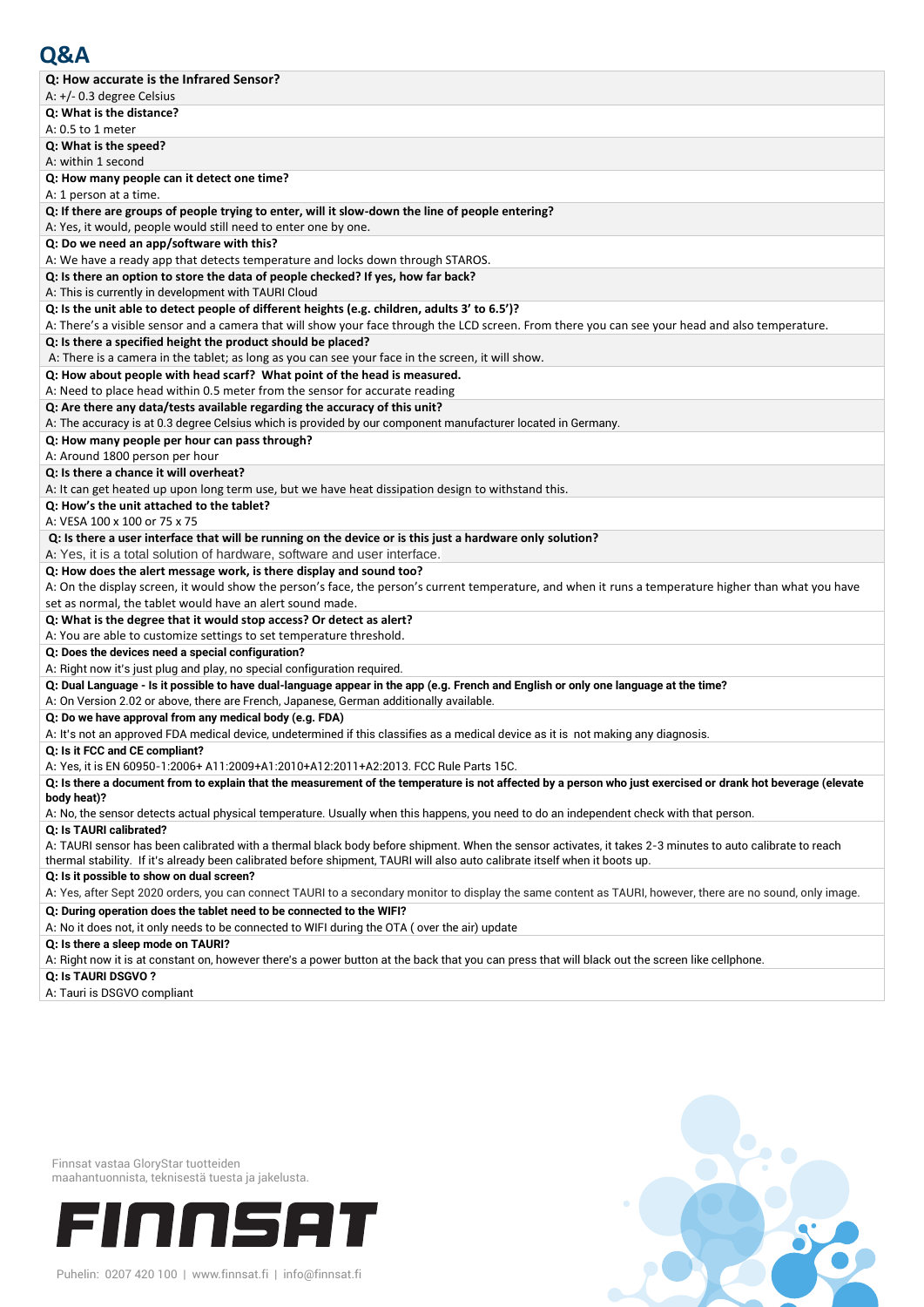# Q&A

**Q: How accurate is the Infrared Sensor?**
A: +/- 0.3 degree Celsius

**Q: What is the distance?**
A: 0.5 to 1 meter

**Q: What is the speed?**
A: within 1 second

**Q: How many people can it detect one time?**
A: 1 person at a time.

**Q: If there are groups of people trying to enter, will it slow-down the line of people entering?**
A: Yes, it would, people would still need to enter one by one.

**Q: Do we need an app/software with this?**
A: We have a ready app that detects temperature and locks down through STAROS.

**Q: Is there an option to store the data of people checked? If yes, how far back?**
A: This is currently in development with TAURI Cloud

**Q: Is the unit able to detect people of different heights (e.g. children, adults 3' to 6.5')?**
A: There's a visible sensor and a camera that will show your face through the LCD screen. From there you can see your head and also temperature.

**Q: Is there a specified height the product should be placed?**
A: There is a camera in the tablet; as long as you can see your face in the screen, it will show.

**Q: How about people with head scarf? What point of the head is measured.**
A: Need to place head within 0.5 meter from the sensor for accurate reading

**Q: Are there any data/tests available regarding the accuracy of this unit?**
A: The accuracy is at 0.3 degree Celsius which is provided by our component manufacturer located in Germany.

**Q: How many people per hour can pass through?**
A: Around 1800 person per hour

**Q: Is there a chance it will overheat?**
A: It can get heated up upon long term use, but we have heat dissipation design to withstand this.

**Q: How's the unit attached to the tablet?**
A: VESA 100 x 100 or 75 x 75

**Q: Is there a user interface that will be running on the device or is this just a hardware only solution?**
A: Yes, it is a total solution of hardware, software and user interface.

**Q: How does the alert message work, is there display and sound too?**
A: On the display screen, it would show the person's face, the person's current temperature, and when it runs a temperature higher than what you have set as normal, the tablet would have an alert sound made.

**Q: What is the degree that it would stop access? Or detect as alert?**
A: You are able to customize settings to set temperature threshold.

**Q: Does the devices need a special configuration?**
A: Right now it's just plug and play, no special configuration required.

**Q: Dual Language - Is it possible to have dual-language appear in the app (e.g. French and English or only one language at the time?**
A: On Version 2.02 or above, there are French, Japanese, German additionally available.

**Q: Do we have approval from any medical body (e.g. FDA)**
A: It's not an approved FDA medical device, undetermined if this classifies as a medical device as it is not making any diagnosis.

**Q: Is it FCC and CE compliant?**
A: Yes, it is EN 60950-1:2006+ A11:2009+A1:2010+A12:2011+A2:2013. FCC Rule Parts 15C.

**Q: Is there a document from to explain that the measurement of the temperature is not affected by a person who just exercised or drank hot beverage (elevate body heat)?**
A: No, the sensor detects actual physical temperature. Usually when this happens, you need to do an independent check with that person.

**Q: Is TAURI calibrated?**
A: TAURI sensor has been calibrated with a thermal black body before shipment. When the sensor activates, it takes 2-3 minutes to auto calibrate to reach thermal stability. If it's already been calibrated before shipment, TAURI will also auto calibrate itself when it boots up.

**Q: Is it possible to show on dual screen?**
A: Yes, after Sept 2020 orders, you can connect TAURI to a secondary monitor to display the same content as TAURI, however, there are no sound, only image.

**Q: During operation does the tablet need to be connected to the WIFI?**
A: No it does not, it only needs to be connected to WIFI during the OTA ( over the air) update

**Q: Is there a sleep mode on TAURI?**
A: Right now it is at constant on, however there's a power button at the back that you can press that will black out the screen like cellphone.

**Q: Is TAURI DSGVO ?**
A: Tauri is DSGVO compliant

Finnsat vastaa GloryStar tuotteiden maahantuonnista, teknisestä tuesta ja jakelusta.

FINNSAT

Puhelin: 0207 420 100 | www.finnsat.fi | info@finnsat.fi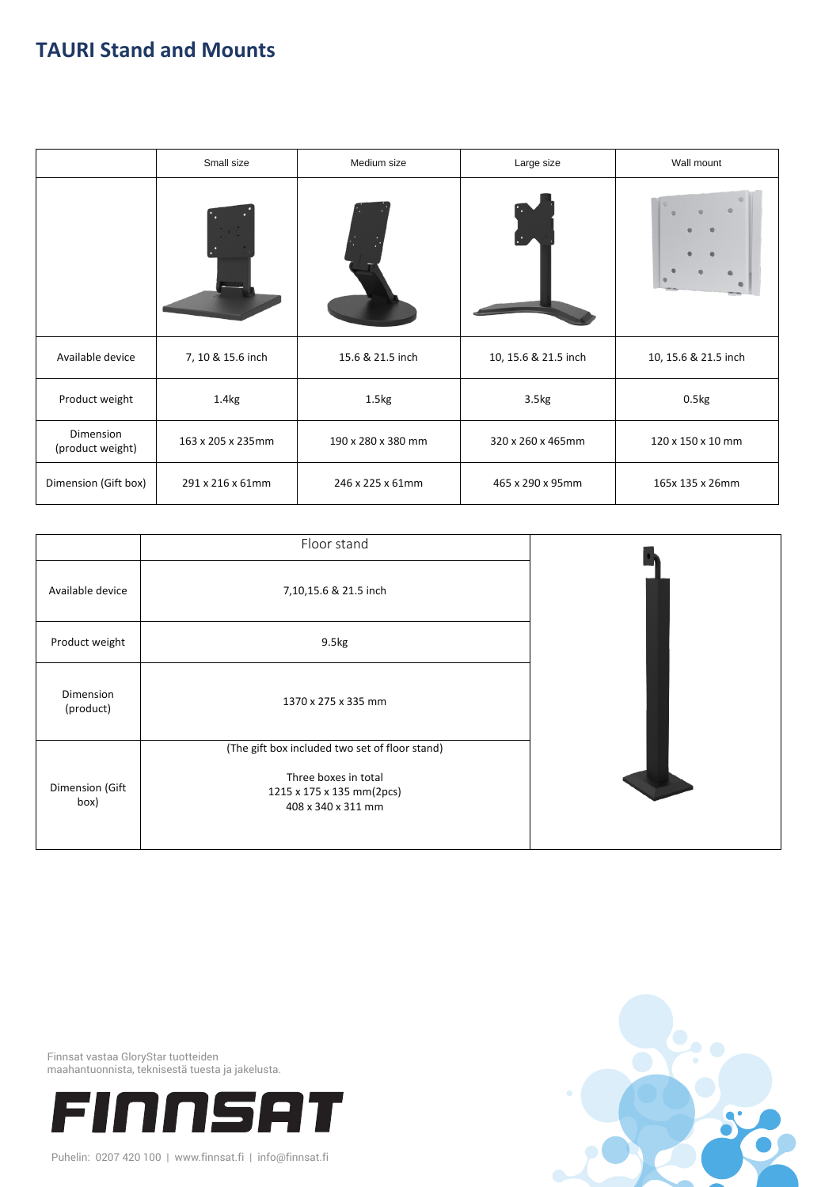# TAURI Stand and Mounts

| | Small size | Medium size | Large size | Wall mount |
|---|---|---|---|---|
| Available device | 7, 10 & 15.6 inch | 15.6 & 21.5 inch | 10, 15.6 & 21.5 inch | 10, 15.6 & 21.5 inch |
| Product weight | 1.4kg | 1.5kg | 3.5kg | 0.5kg |
| Dimension (product weight) | 163 x 205 x 235mm | 190 x 280 x 380 mm | 320 x 260 x 465mm | 120 x 150 x 10 mm |
| Dimension (Gift box) | 291 x 216 x 61mm | 246 x 225 x 61mm | 465 x 290 x 95mm | 165x 135 x 26mm |

| | Floor stand |
|---|---|
| Available device | 7,10,15.6 & 21.5 inch |
| Product weight | 9.5kg |
| Dimension (product) | 1370 x 275 x 335 mm |
| Dimension (Gift box) | (The gift box included two set of floor stand)<br><br>Three boxes in total<br>1215 x 175 x 135 mm(2pcs)<br>408 x 340 x 311 mm |

Finnsat vastaa GloryStar tuotteiden maahantuonnista, teknisestä tuesta ja jakelusta.

FINNSAT

Puhelin: 0207 420 100 | www.finnsat.fi | info@finnsat.fi